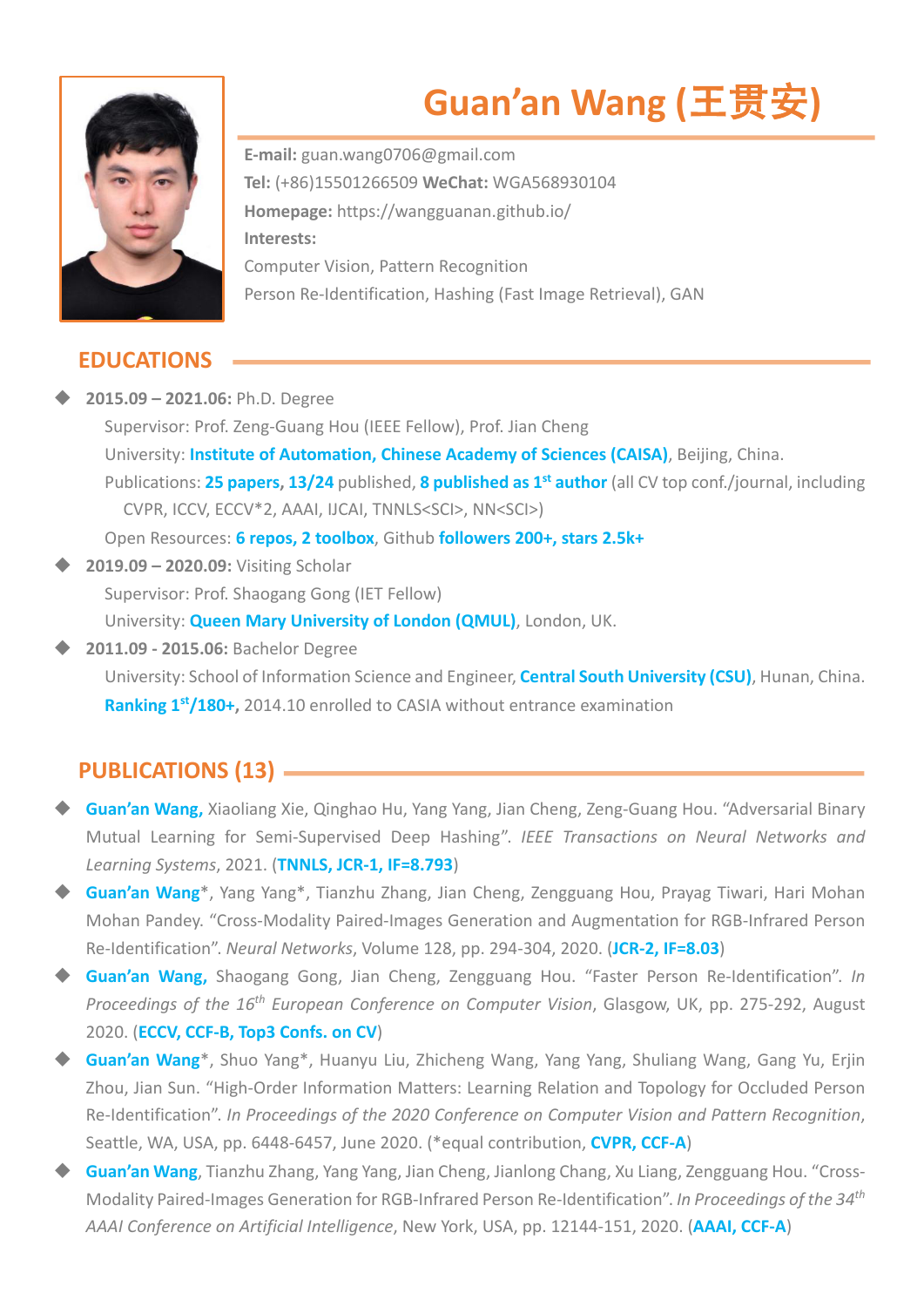# Guan'an Wang (王贯安)

**E-mail:** guan.wang0706@gmail.com
**Tel:** (+86)15501266509 **WeChat:** WGA568930104
**Homepage:** https://wangguanan.github.io/
**Interests:**
Computer Vision, Pattern Recognition
Person Re-Identification, Hashing (Fast Image Retrieval), GAN

## EDUCATIONS

- **2015.09 – 2021.06:** Ph.D. Degree
  Supervisor: Prof. Zeng-Guang Hou (IEEE Fellow), Prof. Jian Cheng
  University: **Institute of Automation, Chinese Academy of Sciences (CAISA)**, Beijing, China.
  Publications: **25 papers, 13/24** published, **8 published as 1st author** (all CV top conf./journal, including CVPR, ICCV, ECCV*2, AAAI, IJCAI, TNNLS<SCI>, NN<SCI>)
  Open Resources: **6 repos, 2 toolbox**, Github **followers 200+, stars 2.5k+**
- **2019.09 – 2020.09:** Visiting Scholar
  Supervisor: Prof. Shaogang Gong (IET Fellow)
  University: **Queen Mary University of London (QMUL)**, London, UK.
- **2011.09 - 2015.06:** Bachelor Degree
  University: School of Information Science and Engineer, **Central South University (CSU)**, Hunan, China.
  **Ranking 1st/180+,** 2014.10 enrolled to CASIA without entrance examination

## PUBLICATIONS (13)

- **Guan'an Wang,** Xiaoliang Xie, Qinghao Hu, Yang Yang, Jian Cheng, Zeng-Guang Hou. "Adversarial Binary Mutual Learning for Semi-Supervised Deep Hashing". *IEEE Transactions on Neural Networks and Learning Systems*, 2021. (**TNNLS, JCR-1, IF=8.793**)
- **Guan'an Wang***, Yang Yang*, Tianzhu Zhang, Jian Cheng, Zengguang Hou, Prayag Tiwari, Hari Mohan Mohan Pandey. "Cross-Modality Paired-Images Generation and Augmentation for RGB-Infrared Person Re-Identification". *Neural Networks*, Volume 128, pp. 294-304, 2020. (**JCR-2, IF=8.03**)
- **Guan'an Wang,** Shaogang Gong, Jian Cheng, Zengguang Hou. "Faster Person Re-Identification". *In Proceedings of the 16th European Conference on Computer Vision*, Glasgow, UK, pp. 275-292, August 2020. (**ECCV, CCF-B, Top3 Confs. on CV**)
- **Guan'an Wang***, Shuo Yang*, Huanyu Liu, Zhicheng Wang, Yang Yang, Shuliang Wang, Gang Yu, Erjin Zhou, Jian Sun. "High-Order Information Matters: Learning Relation and Topology for Occluded Person Re-Identification". *In Proceedings of the 2020 Conference on Computer Vision and Pattern Recognition*, Seattle, WA, USA, pp. 6448-6457, June 2020. (*equal contribution, **CVPR, CCF-A**)
- **Guan'an Wang**, Tianzhu Zhang, Yang Yang, Jian Cheng, Jianlong Chang, Xu Liang, Zengguang Hou. "Cross-Modality Paired-Images Generation for RGB-Infrared Person Re-Identification". *In Proceedings of the 34th AAAI Conference on Artificial Intelligence*, New York, USA, pp. 12144-151, 2020. (**AAAI, CCF-A**)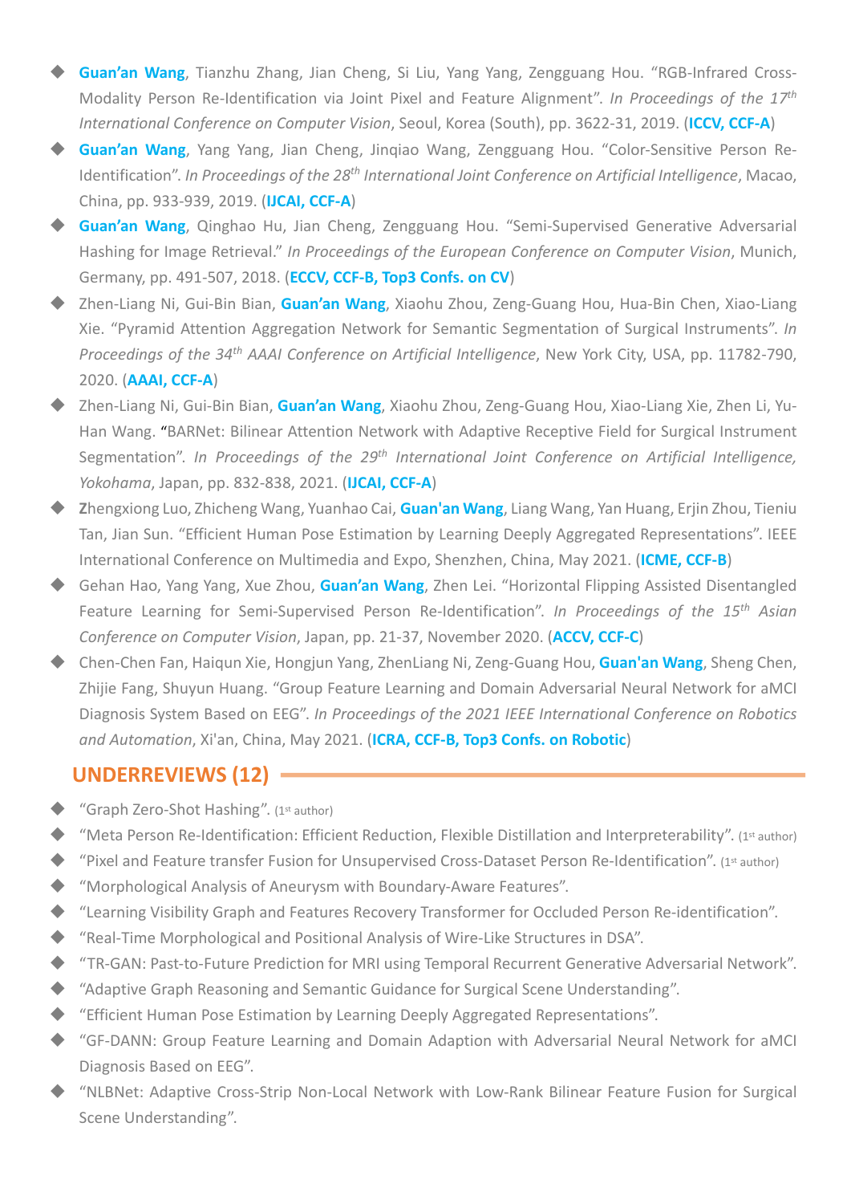- **Guan'an Wang**, Tianzhu Zhang, Jian Cheng, Si Liu, Yang Yang, Zengguang Hou. "RGB-Infrared Cross-Modality Person Re-Identification via Joint Pixel and Feature Alignment". *In Proceedings of the 17$^{th}$ International Conference on Computer Vision*, Seoul, Korea (South), pp. 3622-31, 2019. (**ICCV, CCF-A**)
- **Guan'an Wang**, Yang Yang, Jian Cheng, Jinqiao Wang, Zengguang Hou. "Color-Sensitive Person Re-Identification". *In Proceedings of the 28$^{th}$ International Joint Conference on Artificial Intelligence*, Macao, China, pp. 933-939, 2019. (**IJCAI, CCF-A**)
- **Guan'an Wang**, Qinghao Hu, Jian Cheng, Zengguang Hou. "Semi-Supervised Generative Adversarial Hashing for Image Retrieval." *In Proceedings of the European Conference on Computer Vision*, Munich, Germany, pp. 491-507, 2018. (**ECCV, CCF-B, Top3 Confs. on CV**)
- Zhen-Liang Ni, Gui-Bin Bian, **Guan'an Wang**, Xiaohu Zhou, Zeng-Guang Hou, Hua-Bin Chen, Xiao-Liang Xie. "Pyramid Attention Aggregation Network for Semantic Segmentation of Surgical Instruments". *In Proceedings of the 34$^{th}$ AAAI Conference on Artificial Intelligence*, New York City, USA, pp. 11782-790, 2020. (**AAAI, CCF-A**)
- Zhen-Liang Ni, Gui-Bin Bian, **Guan'an Wang**, Xiaohu Zhou, Zeng-Guang Hou, Xiao-Liang Xie, Zhen Li, Yu-Han Wang. "BARNet: Bilinear Attention Network with Adaptive Receptive Field for Surgical Instrument Segmentation". *In Proceedings of the 29$^{th}$ International Joint Conference on Artificial Intelligence, Yokohama*, Japan, pp. 832-838, 2021. (**IJCAI, CCF-A**)
- Zhengxiong Luo, Zhicheng Wang, Yuanhao Cai, **Guan'an Wang**, Liang Wang, Yan Huang, Erjin Zhou, Tieniu Tan, Jian Sun. "Efficient Human Pose Estimation by Learning Deeply Aggregated Representations". IEEE International Conference on Multimedia and Expo, Shenzhen, China, May 2021. (**ICME, CCF-B**)
- Gehan Hao, Yang Yang, Xue Zhou, **Guan'an Wang**, Zhen Lei. "Horizontal Flipping Assisted Disentangled Feature Learning for Semi-Supervised Person Re-Identification". *In Proceedings of the 15$^{th}$ Asian Conference on Computer Vision*, Japan, pp. 21-37, November 2020. (**ACCV, CCF-C**)
- Chen-Chen Fan, Haiqun Xie, Hongjun Yang, ZhenLiang Ni, Zeng-Guang Hou, **Guan'an Wang**, Sheng Chen, Zhijie Fang, Shuyun Huang. "Group Feature Learning and Domain Adversarial Neural Network for aMCI Diagnosis System Based on EEG". *In Proceedings of the 2021 IEEE International Conference on Robotics and Automation*, Xi'an, China, May 2021. (**ICRA, CCF-B, Top3 Confs. on Robotic**)

## UNDERREVIEWS (12)

- "Graph Zero-Shot Hashing". (1$^{st}$ author)
- "Meta Person Re-Identification: Efficient Reduction, Flexible Distillation and Interpreterability". (1$^{st}$ author)
- "Pixel and Feature transfer Fusion for Unsupervised Cross-Dataset Person Re-Identification". (1$^{st}$ author)
- "Morphological Analysis of Aneurysm with Boundary-Aware Features".
- "Learning Visibility Graph and Features Recovery Transformer for Occluded Person Re-identification".
- "Real-Time Morphological and Positional Analysis of Wire-Like Structures in DSA".
- "TR-GAN: Past-to-Future Prediction for MRI using Temporal Recurrent Generative Adversarial Network".
- "Adaptive Graph Reasoning and Semantic Guidance for Surgical Scene Understanding".
- "Efficient Human Pose Estimation by Learning Deeply Aggregated Representations".
- "GF-DANN: Group Feature Learning and Domain Adaption with Adversarial Neural Network for aMCI Diagnosis Based on EEG".
- "NLBNet: Adaptive Cross-Strip Non-Local Network with Low-Rank Bilinear Feature Fusion for Surgical Scene Understanding".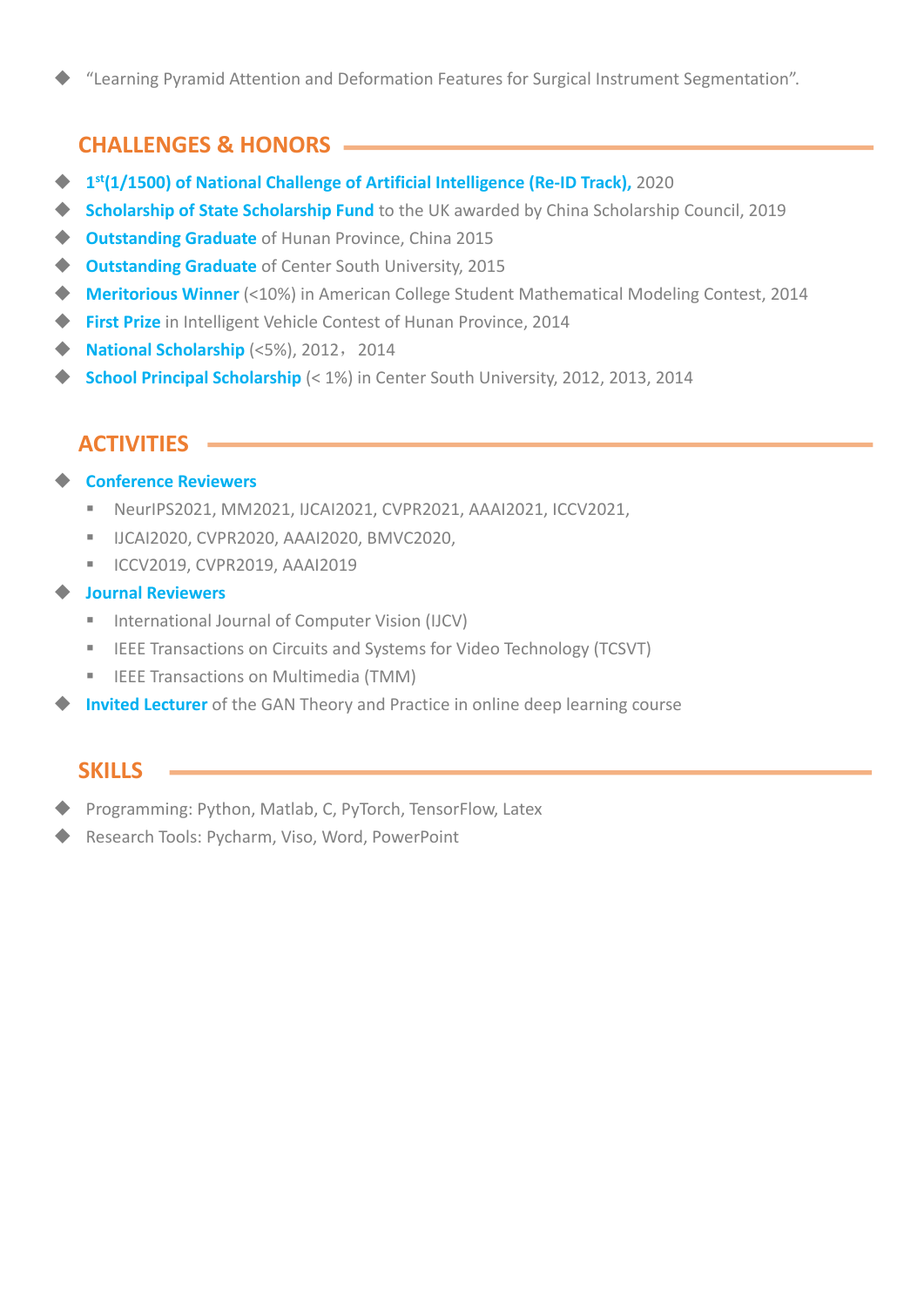- "Learning Pyramid Attention and Deformation Features for Surgical Instrument Segmentation".

## CHALLENGES & HONORS

- **1st(1/1500) of National Challenge of Artificial Intelligence (Re-ID Track),** 2020
- **Scholarship of State Scholarship Fund** to the UK awarded by China Scholarship Council, 2019
- **Outstanding Graduate** of Hunan Province, China 2015
- **Outstanding Graduate** of Center South University, 2015
- **Meritorious Winner** (<10%) in American College Student Mathematical Modeling Contest, 2014
- **First Prize** in Intelligent Vehicle Contest of Hunan Province, 2014
- **National Scholarship** (<5%), 2012，2014
- **School Principal Scholarship** (< 1%) in Center South University, 2012, 2013, 2014

## ACTIVITIES

- **Conference Reviewers**
  - NeurIPS2021, MM2021, IJCAI2021, CVPR2021, AAAI2021, ICCV2021,
  - IJCAI2020, CVPR2020, AAAI2020, BMVC2020,
  - ICCV2019, CVPR2019, AAAI2019
- **Journal Reviewers**
  - International Journal of Computer Vision (IJCV)
  - IEEE Transactions on Circuits and Systems for Video Technology (TCSVT)
  - IEEE Transactions on Multimedia (TMM)
- **Invited Lecturer** of the GAN Theory and Practice in online deep learning course

## SKILLS

- Programming: Python, Matlab, C, PyTorch, TensorFlow, Latex
- Research Tools: Pycharm, Viso, Word, PowerPoint